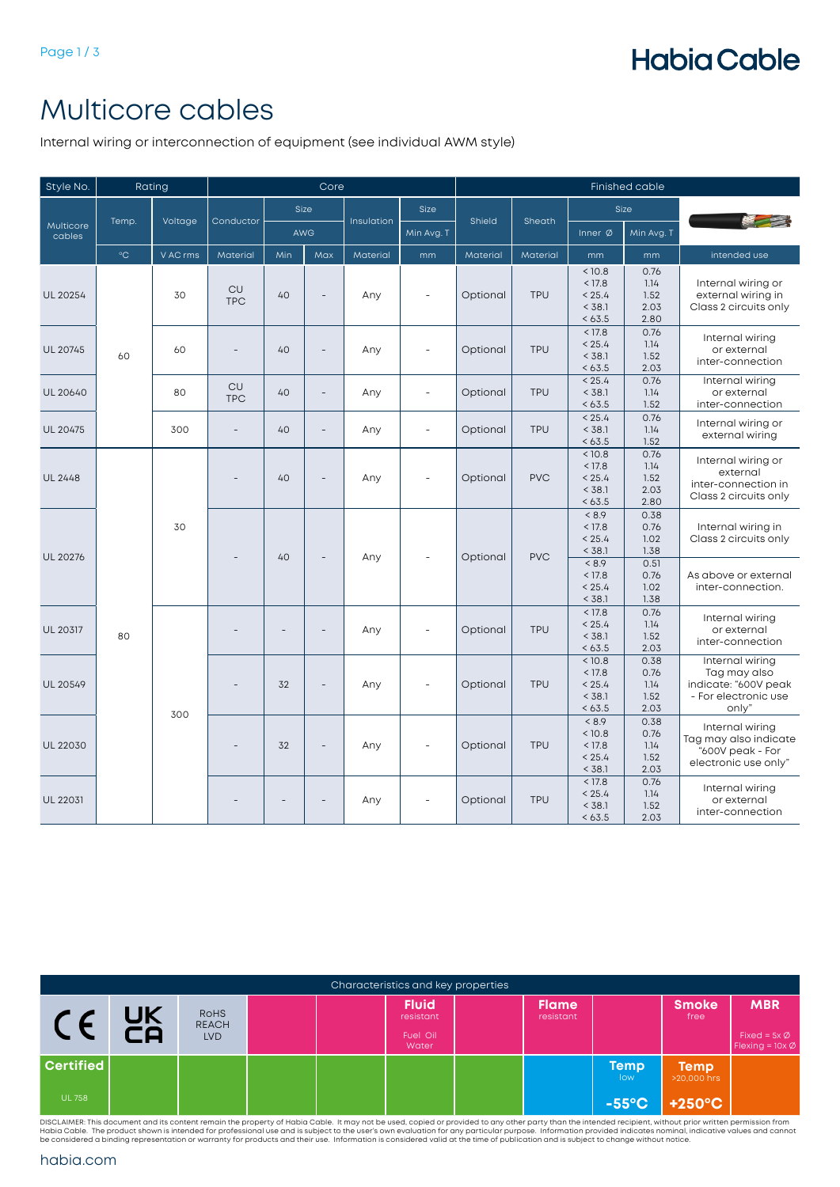# Multicore cables

Internal wiring or interconnection of equipment (see individual AWM style)

| Style No. | Rating | | Core | | | | | Finished cable | | | | |
|---|---|---|---|---|---|---|---|---|---|---|---|---|
| Multicore cables | Temp. | Voltage | Conductor | Size | | Insulation | Size | Shield | Sheath | Size | | |
| | | | | AWG | | | Min Avg. T | | | Inner Ø | Min Avg. T | |
| | °C | V AC rms | Material | Min | Max | Material | mm | Material | Material | mm | mm | intended use |
| UL 20254 | 60 | 30 | CU TPC | 40 | - | Any | - | Optional | TPU | < 10.8<br>< 17.8<br>< 25.4<br>< 38.1<br>< 63.5 | 0.76<br>1.14<br>1.52<br>2.03<br>2.80 | Internal wiring or external wiring in Class 2 circuits only |
| UL 20745 | 60 | 60 | - | 40 | - | Any | - | Optional | TPU | < 17.8<br>< 25.4<br>< 38.1<br>< 63.5 | 0.76<br>1.14<br>1.52<br>2.03 | Internal wiring or external inter-connection |
| UL 20640 | 60 | 80 | CU TPC | 40 | - | Any | - | Optional | TPU | < 25.4<br>< 38.1<br>< 63.5 | 0.76<br>1.14<br>1.52 | Internal wiring or external inter-connection |
| UL 20475 | 60 | 300 | - | 40 | - | Any | - | Optional | TPU | < 25.4<br>< 38.1<br>< 63.5 | 0.76<br>1.14<br>1.52 | Internal wiring or external wiring |
| UL 2448 | 80 | 30 | - | 40 | - | Any | - | Optional | PVC | < 10.8<br>< 17.8<br>< 25.4<br>< 38.1<br>< 63.5 | 0.76<br>1.14<br>1.52<br>2.03<br>2.80 | Internal wiring or external inter-connection in Class 2 circuits only |
| UL 20276 | 80 | 30 | - | 40 | - | Any | - | Optional | PVC | < 8.9<br>< 17.8<br>< 25.4<br>< 38.1 | 0.38<br>0.76<br>1.02<br>1.38 | Internal wiring in Class 2 circuits only |
| | | | | | | | | | | < 8.9<br>< 17.8<br>< 25.4<br>< 38.1 | 0.51<br>0.76<br>1.02<br>1.38 | As above or external inter-connection. |
| UL 20317 | 80 | 300 | - | - | - | Any | - | Optional | TPU | < 17.8<br>< 25.4<br>< 38.1<br>< 63.5 | 0.76<br>1.14<br>1.52<br>2.03 | Internal wiring or external inter-connection |
| UL 20549 | 80 | 300 | - | 32 | - | Any | - | Optional | TPU | < 10.8<br>< 17.8<br>< 25.4<br>< 38.1<br>< 63.5 | 0.38<br>0.76<br>1.14<br>1.52<br>2.03 | Internal wiring Tag may also indicate: "600V peak - For electronic use only" |
| UL 22030 | 80 | 300 | - | 32 | - | Any | - | Optional | TPU | < 8.9<br>< 10.8<br>< 17.8<br>< 25.4<br>< 38.1 | 0.38<br>0.76<br>1.14<br>1.52<br>2.03 | Internal wiring Tag may also indicate "600V peak - For electronic use only" |
| UL 22031 | 80 | 300 | - | - | - | Any | - | Optional | TPU | < 17.8<br>< 25.4<br>< 38.1<br>< 63.5 | 0.76<br>1.14<br>1.52<br>2.03 | Internal wiring or external inter-connection |

| Characteristics and key properties | | | | | | | | | | |
|---|---|---|---|---|---|---|---|---|---|---|
| CE | UKCA | RoHS REACH LVD | | | **Fluid** resistant<br>Fuel Oil Water | | **Flame** resistant | | **Smoke** free | **MBR**<br>Fixed = 5x Ø<br>Flexing = 10x Ø |
| **Certified**<br>UL 758 | | | | | | | | **Temp** low<br>**-55°C** | **Temp** >20,000 hrs<br>**+250°C** | |

DISCLAIMER: This document and its content remain the property of Habia Cable. It may not be used, copied or provided to any other party than the intended recipient, without prior written permission from Habia Cable. The product shown is intended for professional use and is subject to the user's own evaluation for any particular purpose. Information provided indicates nominal, indicative values and cannot be considered a binding representation or warranty for products and their use. Information is considered valid at the time of publication and is subject to change without notice.

habia.com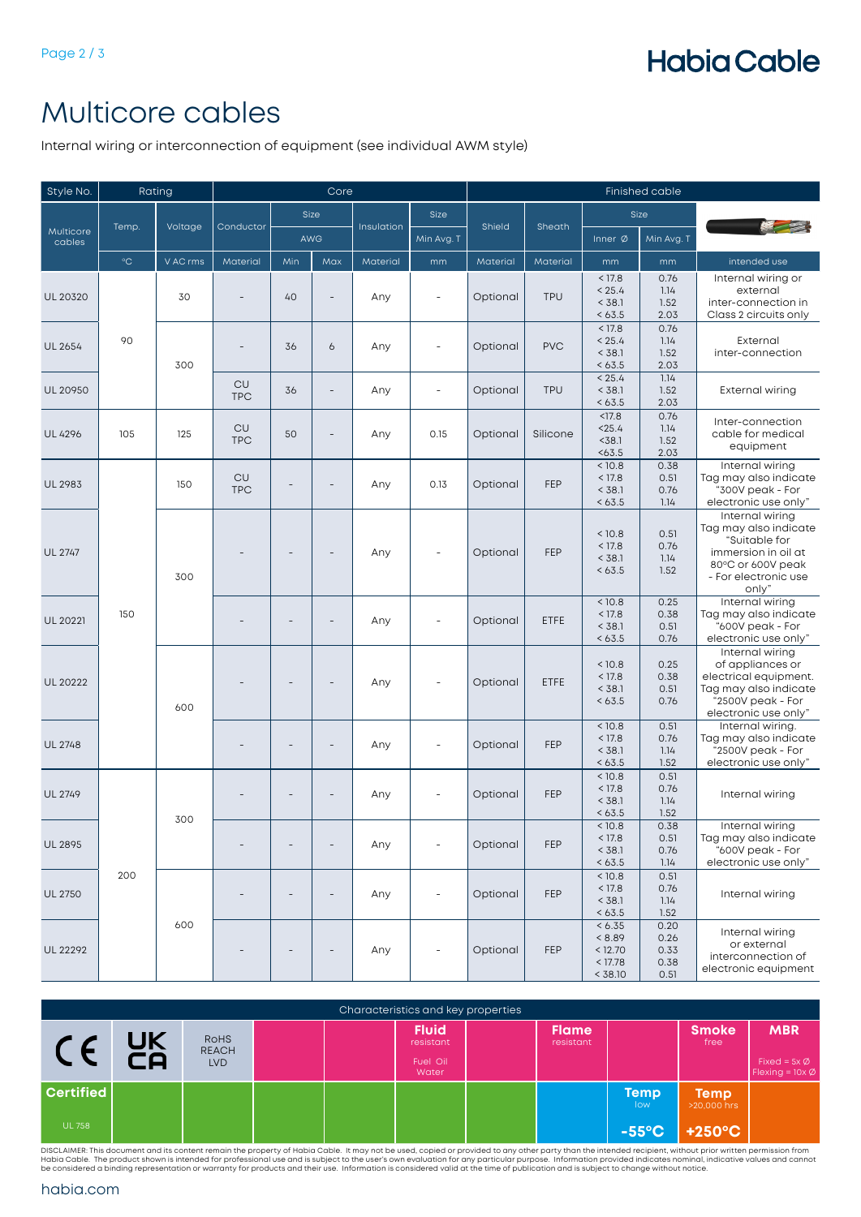# Multicore cables

Internal wiring or interconnection of equipment (see individual AWM style)

| Style No. | Rating | | Core | | | | | Finished cable | | | | |
|---|---|---|---|---|---|---|---|---|---|---|---|---|
| Multicore cables | Temp. | Voltage | Conductor | Size | | Insulation | Size | Shield | Sheath | Size | | |
| | | | | AWG | | | Min Avg. T | | | Inner Ø | Min Avg. T | |
| | °C | V AC rms | Material | Min | Max | Material | mm | Material | Material | mm | mm | intended use |
| UL 20320 | 90 | 30 | - | 40 | - | Any | - | Optional | TPU | < 17.8<br>< 25.4<br>< 38.1<br>< 63.5 | 0.76<br>1.14<br>1.52<br>2.03 | Internal wiring or external inter-connection in Class 2 circuits only |
| UL 2654 | 90 | 300 | - | 36 | 6 | Any | - | Optional | PVC | < 17.8<br>< 25.4<br>< 38.1<br>< 63.5 | 0.76<br>1.14<br>1.52<br>2.03 | External inter-connection |
| UL 20950 | 90 | 300 | CU TPC | 36 | - | Any | - | Optional | TPU | < 25.4<br>< 38.1<br>< 63.5 | 1.14<br>1.52<br>2.03 | External wiring |
| UL 4296 | 105 | 125 | CU TPC | 50 | - | Any | 0.15 | Optional | Silicone | <17.8<br><25.4<br><38.1<br><63.5 | 0.76<br>1.14<br>1.52<br>2.03 | Inter-connection cable for medical equipment |
| UL 2983 | 150 | 150 | CU TPC | - | - | Any | 0.13 | Optional | FEP | < 10.8<br>< 17.8<br>< 38.1<br>< 63.5 | 0.38<br>0.51<br>0.76<br>1.14 | Internal wiring Tag may also indicate "300V peak - For electronic use only" |
| UL 2747 | 150 | 300 | - | - | - | Any | - | Optional | FEP | < 10.8<br>< 17.8<br>< 38.1<br>< 63.5 | 0.51<br>0.76<br>1.14<br>1.52 | Internal wiring Tag may also indicate "Suitable for immersion in oil at 80°C or 600V peak - For electronic use only" |
| UL 20221 | 150 | 300 | - | - | - | Any | - | Optional | ETFE | < 10.8<br>< 17.8<br>< 38.1<br>< 63.5 | 0.25<br>0.38<br>0.51<br>0.76 | Internal wiring Tag may also indicate "600V peak - For electronic use only" |
| UL 20222 | 150 | 600 | - | - | - | Any | - | Optional | ETFE | < 10.8<br>< 17.8<br>< 38.1<br>< 63.5 | 0.25<br>0.38<br>0.51<br>0.76 | Internal wiring of appliances or electrical equipment. Tag may also indicate "2500V peak - For electronic use only" |
| UL 2748 | 150 | 600 | - | - | - | Any | - | Optional | FEP | < 10.8<br>< 17.8<br>< 38.1<br>< 63.5 | 0.51<br>0.76<br>1.14<br>1.52 | Internal wiring. Tag may also indicate "2500V peak - For electronic use only" |
| UL 2749 | 200 | 300 | - | - | - | Any | - | Optional | FEP | < 10.8<br>< 17.8<br>< 38.1<br>< 63.5 | 0.51<br>0.76<br>1.14<br>1.52 | Internal wiring |
| UL 2895 | 200 | 300 | - | - | - | Any | - | Optional | FEP | < 10.8<br>< 17.8<br>< 38.1<br>< 63.5 | 0.38<br>0.51<br>0.76<br>1.14 | Internal wiring Tag may also indicate "600V peak - For electronic use only" |
| UL 2750 | 200 | 600 | - | - | - | Any | - | Optional | FEP | < 10.8<br>< 17.8<br>< 38.1<br>< 63.5 | 0.51<br>0.76<br>1.14<br>1.52 | Internal wiring |
| UL 22292 | 200 | 600 | - | - | - | Any | - | Optional | FEP | < 6.35<br>< 8.89<br>< 12.70<br>< 17.78<br>< 38.10 | 0.20<br>0.26<br>0.33<br>0.38<br>0.51 | Internal wiring or external interconnection of electronic equipment |

## Characteristics and key properties

| CE | UKCA | RoHS REACH LVD | | | **Fluid** resistant<br>Fuel Oil Water | | **Flame** resistant | | **Smoke** free | **MBR**<br>Fixed = 5x Ø<br>Flexing = 10x Ø |
|---|---|---|---|---|---|---|---|---|---|---|
| **Certified**<br>UL 758 | | | | | | | | **Temp** low<br>**-55°C** | **Temp** >20,000 hrs<br>**+250°C** | |

DISCLAIMER: This document and its content remain the property of Habia Cable. It may not be used, copied or provided to any other party than the intended recipient, without prior written permission from Habia Cable. The product shown is intended for professional use and is subject to the user's own evaluation for any particular purpose. Information provided indicates nominal, indicative values and cannot be considered a binding representation or warranty for products and their use. Information is considered valid at the time of publication and is subject to change without notice.

habia.com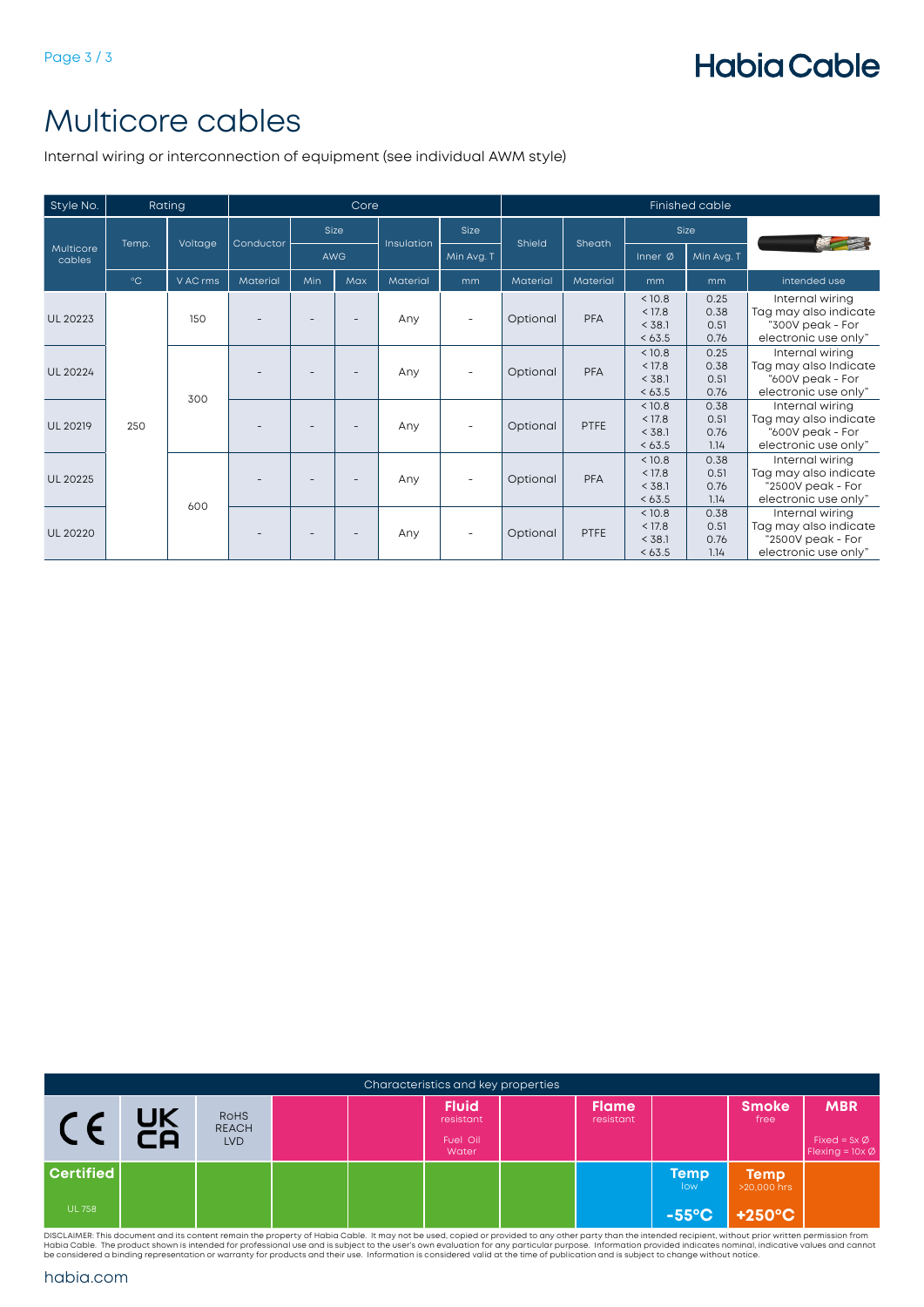# Multicore cables

Internal wiring or interconnection of equipment (see individual AWM style)

| Style No. | Rating | | Core | | | | | Finished cable | | | | |
|---|---|---|---|---|---|---|---|---|---|---|---|---|
| Multicore cables | Temp. | Voltage | Conductor | Size | | Insulation | Size | Shield | Sheath | Size | | |
| | | | | AWG | | | Min Avg. T | | | Inner Ø | Min Avg. T | |
| | °C | V AC rms | Material | Min | Max | Material | mm | Material | Material | mm | mm | intended use |
| UL 20223 | 250 | 150 | - | - | - | Any | - | Optional | PFA | < 10.8<br>< 17.8<br>< 38.1<br>< 63.5 | 0.25<br>0.38<br>0.51<br>0.76 | Internal wiring Tag may also indicate "300V peak - For electronic use only" |
| UL 20224 | 250 | 300 | - | - | - | Any | - | Optional | PFA | < 10.8<br>< 17.8<br>< 38.1<br>< 63.5 | 0.25<br>0.38<br>0.51<br>0.76 | Internal wiring Tag may also Indicate "600V peak - For electronic use only" |
| UL 20219 | 250 | 300 | - | - | - | Any | - | Optional | PTFE | < 10.8<br>< 17.8<br>< 38.1<br>< 63.5 | 0.38<br>0.51<br>0.76<br>1.14 | Internal wiring Tag may also indicate "600V peak - For electronic use only" |
| UL 20225 | 250 | 600 | - | - | - | Any | - | Optional | PFA | < 10.8<br>< 17.8<br>< 38.1<br>< 63.5 | 0.38<br>0.51<br>0.76<br>1.14 | Internal wiring Tag may also indicate "2500V peak - For electronic use only" |
| UL 20220 | 250 | 600 | - | - | - | Any | - | Optional | PTFE | < 10.8<br>< 17.8<br>< 38.1<br>< 63.5 | 0.38<br>0.51<br>0.76<br>1.14 | Internal wiring Tag may also indicate "2500V peak - For electronic use only" |

## Characteristics and key properties

| | | | | | | | | | | |
|---|---|---|---|---|---|---|---|---|---|---|
| CE | UK CA | RoHS REACH LVD | | | **Fluid** resistant<br>Fuel Oil Water | | **Flame** resistant | | **Smoke** free | **MBR**<br>Fixed = 5x Ø<br>Flexing = 10x Ø |
| **Certified**<br>UL 758 | | | | | | | | **Temp** low<br>**-55°C** | **Temp** >20,000 hrs<br>**+250°C** | |

DISCLAIMER: This document and its content remain the property of Habia Cable. It may not be used, copied or provided to any other party than the intended recipient, without prior written permission from Habia Cable. The product shown is intended for professional use and is subject to the user's own evaluation for any particular purpose. Information provided indicates nominal, indicative values and cannot be considered a binding representation or warranty for products and their use. Information is considered valid at the time of publication and is subject to change without notice.

habia.com